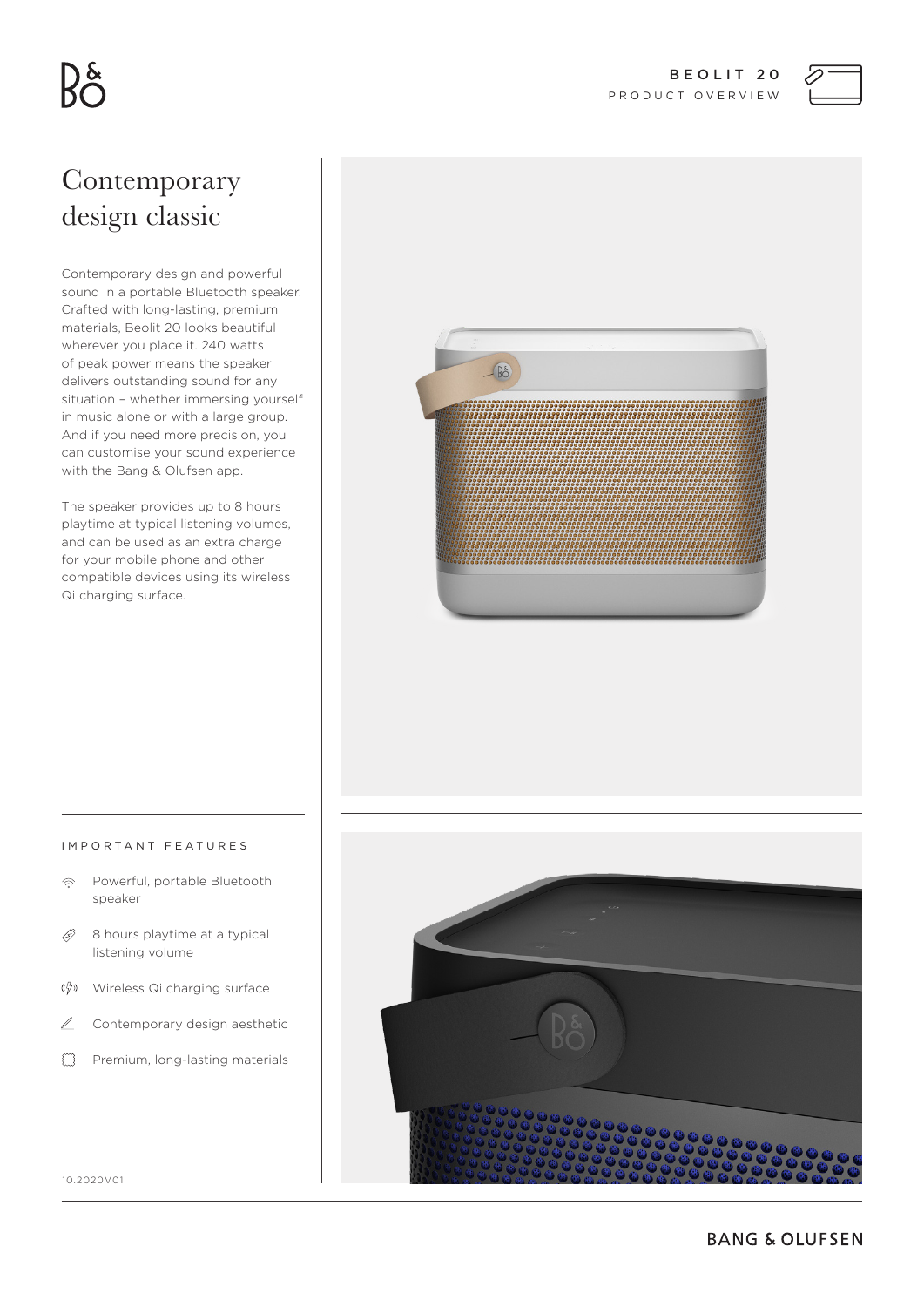# BEOLIT 20

PRODUCT OVERVIEW

## Contemporary design classic

Contemporary design and powerful sound in a portable Bluetooth speaker. Crafted with long-lasting, premium materials, Beolit 20 looks beautiful wherever you place it. 240 watts of peak power means the speaker delivers outstanding sound for any situation – whether immersing yourself in music alone or with a large group. And if you need more precision, you can customise your sound experience with the Bang & Olufsen app.

The speaker provides up to 8 hours playtime at typical listening volumes, and can be used as an extra charge for your mobile phone and other compatible devices using its wireless Qi charging surface.

### IMPORTANT FEATURES

- Powerful, portable Bluetooth speaker
- 8 hours playtime at a typical listening volume
- Wireless Qi charging surface
- Contemporary design aesthetic
- Premium, long-lasting materials

10.2020V01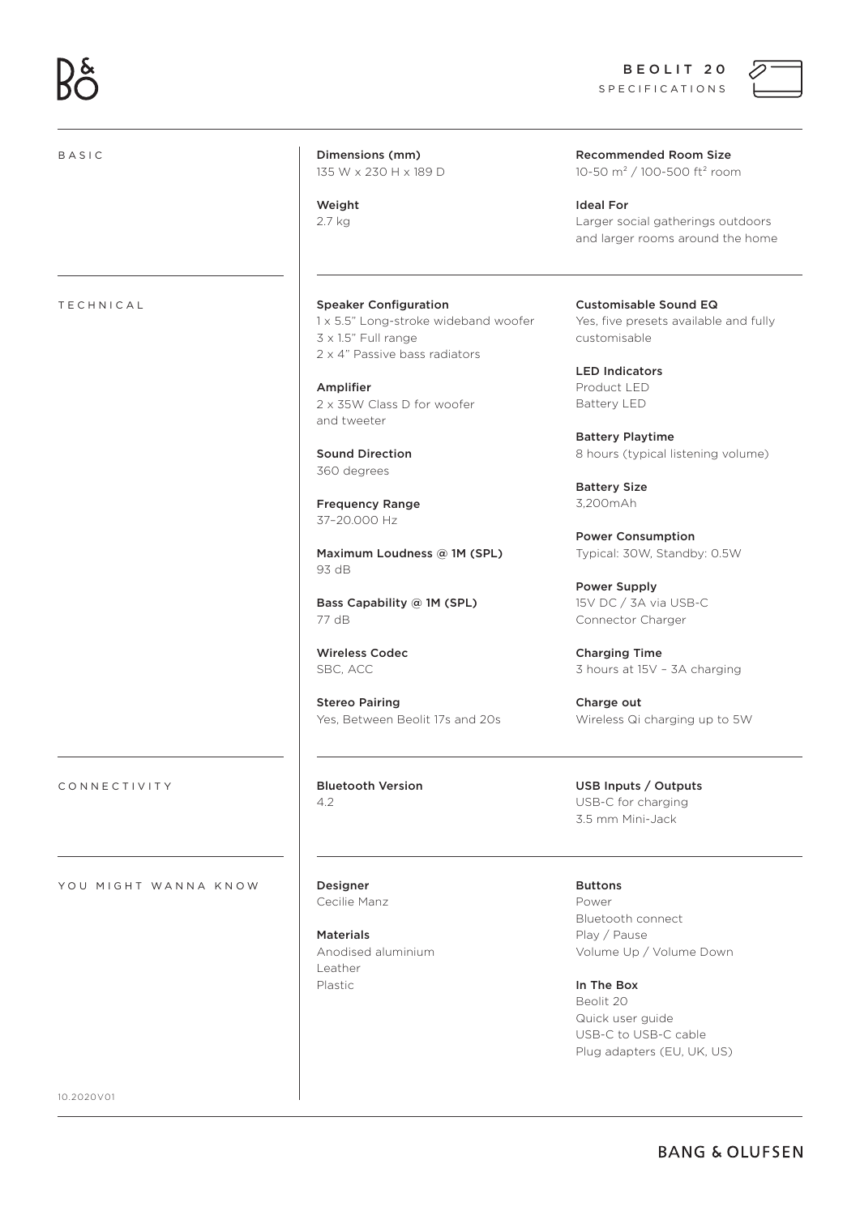# BEOLIT 20

SPECIFICATIONS

## BASIC

**Dimensions (mm)**
135 W x 230 H x 189 D

**Weight**
2.7 kg

**Recommended Room Size**
10-50 m² / 100-500 ft² room

**Ideal For**
Larger social gatherings outdoors and larger rooms around the home

## TECHNICAL

**Speaker Configuration**
1 x 5.5" Long-stroke wideband woofer
3 x 1.5" Full range
2 x 4" Passive bass radiators

**Amplifier**
2 x 35W Class D for woofer and tweeter

**Sound Direction**
360 degrees

**Frequency Range**
37–20.000 Hz

**Maximum Loudness @ 1M (SPL)**
93 dB

**Bass Capability @ 1M (SPL)**
77 dB

**Wireless Codec**
SBC, ACC

**Stereo Pairing**
Yes, Between Beolit 17s and 20s

**Customisable Sound EQ**
Yes, five presets available and fully customisable

**LED Indicators**
Product LED
Battery LED

**Battery Playtime**
8 hours (typical listening volume)

**Battery Size**
3,200mAh

**Power Consumption**
Typical: 30W, Standby: 0.5W

**Power Supply**
15V DC / 3A via USB-C Connector Charger

**Charging Time**
3 hours at 15V – 3A charging

**Charge out**
Wireless Qi charging up to 5W

## CONNECTIVITY

**Bluetooth Version**
4.2

**USB Inputs / Outputs**
USB-C for charging
3.5 mm Mini-Jack

## YOU MIGHT WANNA KNOW

**Designer**
Cecilie Manz

**Materials**
Anodised aluminium
Leather
Plastic

**Buttons**
Power
Bluetooth connect
Play / Pause
Volume Up / Volume Down

**In The Box**
Beolit 20
Quick user guide
USB-C to USB-C cable
Plug adapters (EU, UK, US)

10.2020V01

BANG & OLUFSEN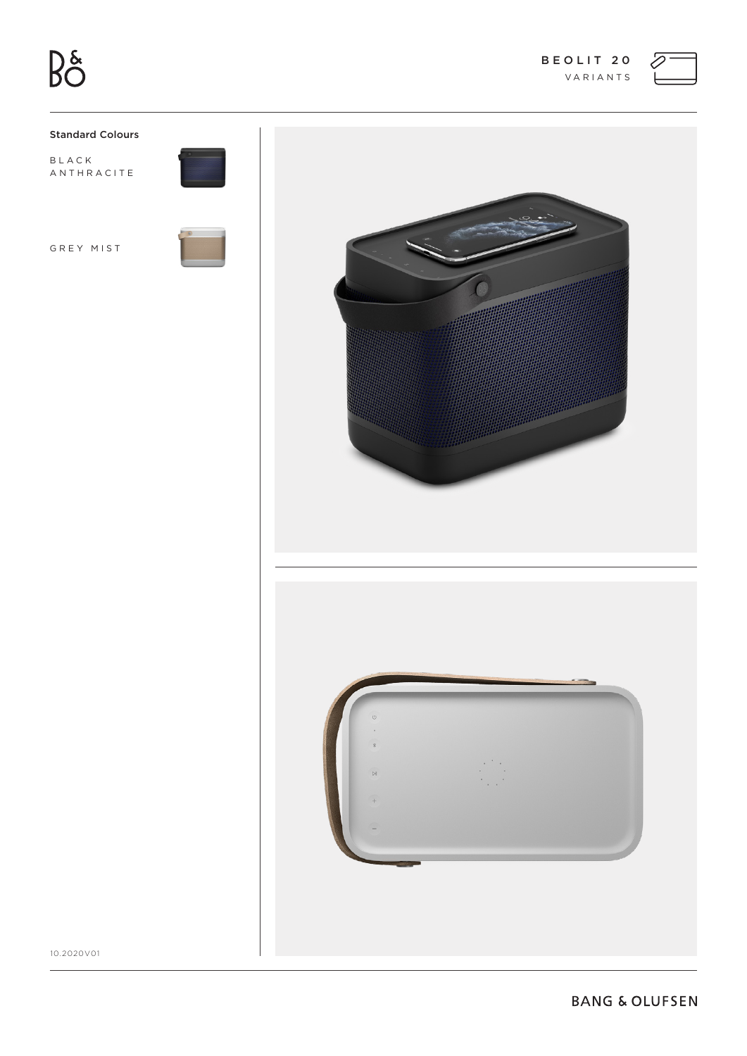# BEOLIT 20

VARIANTS

### Standard Colours

BLACK ANTHRACITE

GREY MIST

10.2020V01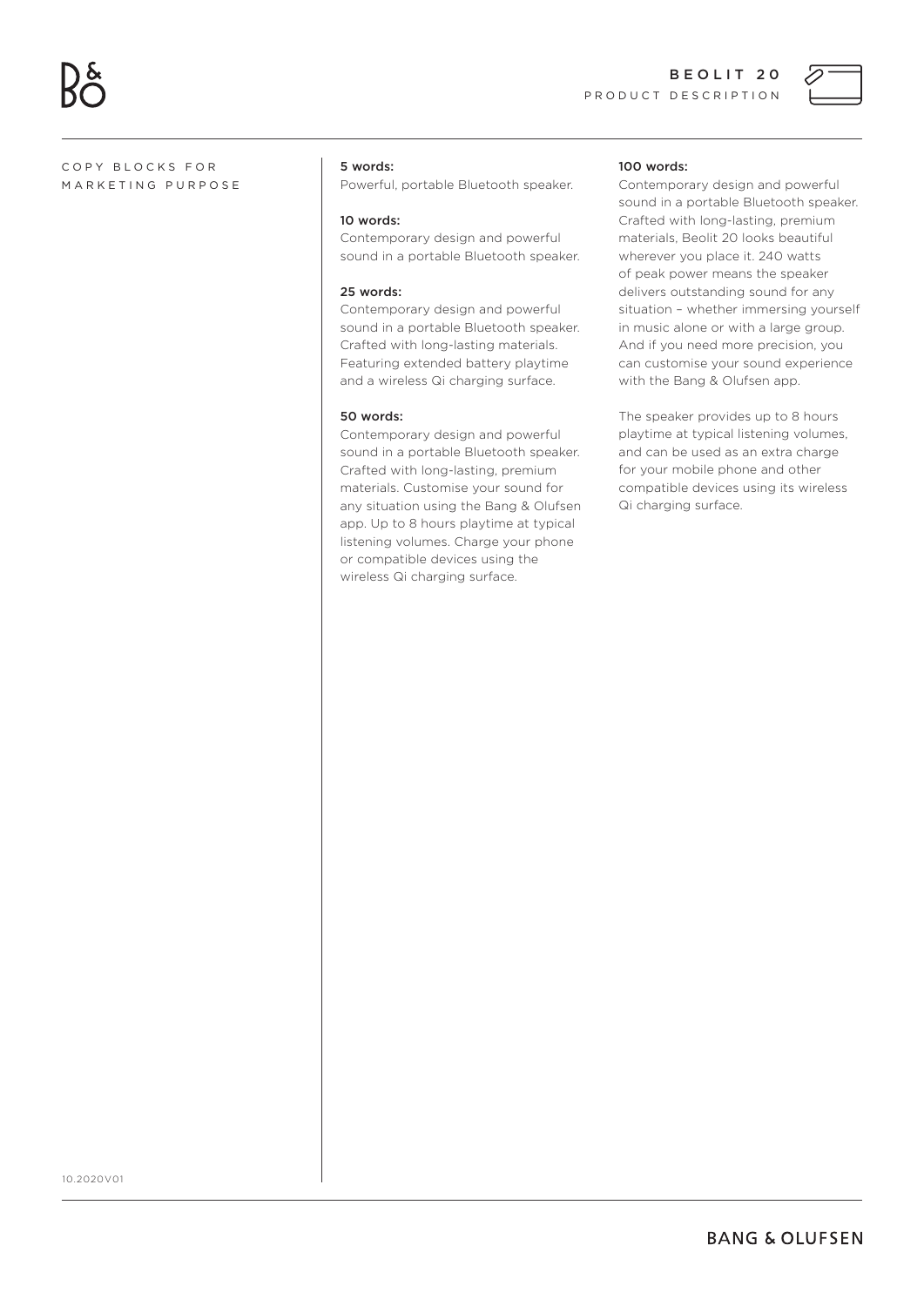# BEOLIT 20

PRODUCT DESCRIPTION

## COPY BLOCKS FOR MARKETING PURPOSE

**5 words:**
Powerful, portable Bluetooth speaker.

**10 words:**
Contemporary design and powerful sound in a portable Bluetooth speaker.

**25 words:**
Contemporary design and powerful sound in a portable Bluetooth speaker. Crafted with long-lasting materials. Featuring extended battery playtime and a wireless Qi charging surface.

**50 words:**
Contemporary design and powerful sound in a portable Bluetooth speaker. Crafted with long-lasting, premium materials. Customise your sound for any situation using the Bang & Olufsen app. Up to 8 hours playtime at typical listening volumes. Charge your phone or compatible devices using the wireless Qi charging surface.

**100 words:**
Contemporary design and powerful sound in a portable Bluetooth speaker. Crafted with long-lasting, premium materials, Beolit 20 looks beautiful wherever you place it. 240 watts of peak power means the speaker delivers outstanding sound for any situation – whether immersing yourself in music alone or with a large group. And if you need more precision, you can customise your sound experience with the Bang & Olufsen app.

The speaker provides up to 8 hours playtime at typical listening volumes, and can be used as an extra charge for your mobile phone and other compatible devices using its wireless Qi charging surface.

10.2020V01